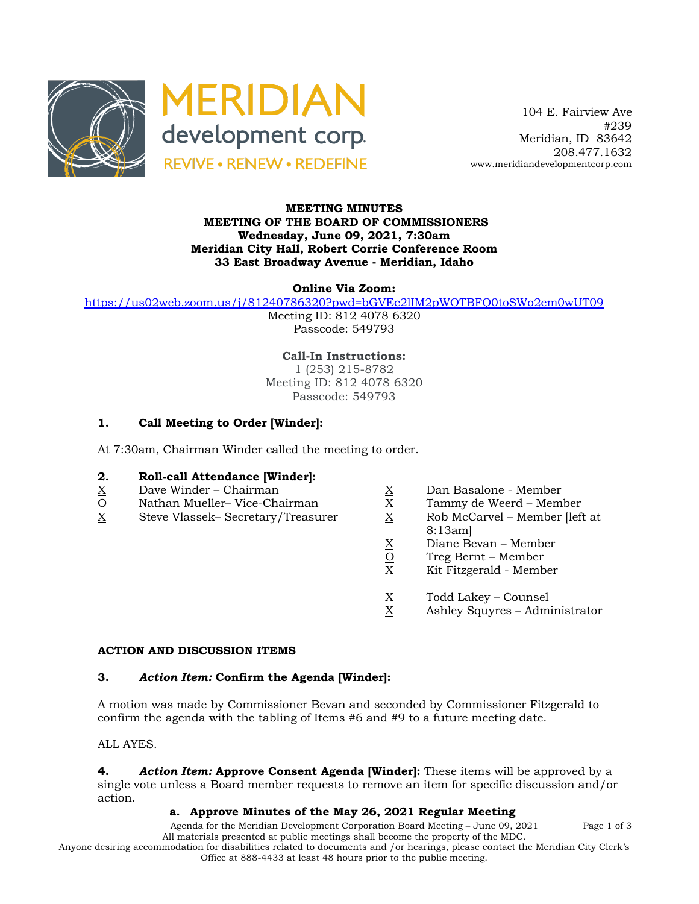MERIDIAN development corp.

REVIVE • RENEW • REDEFINE

104 E. Fairview Ave
#239
Meridian, ID 83642
208.477.1632
www.meridiandevelopmentcorp.com

**MEETING MINUTES**
**MEETING OF THE BOARD OF COMMISSIONERS**
**Wednesday, June 09, 2021, 7:30am**
**Meridian City Hall, Robert Corrie Conference Room**
**33 East Broadway Avenue - Meridian, Idaho**

**Online Via Zoom:**
https://us02web.zoom.us/j/81240786320?pwd=bGVEc2lIM2pWOTBFQ0toSWo2em0wUT09
Meeting ID: 812 4078 6320
Passcode: 549793

**Call-In Instructions:**
1 (253) 215-8782
Meeting ID: 812 4078 6320
Passcode: 549793

## 1. Call Meeting to Order [Winder]:

At 7:30am, Chairman Winder called the meeting to order.

## 2. Roll-call Attendance [Winder]:

X Dave Winder – Chairman
O Nathan Mueller– Vice-Chairman
X Steve Vlassek– Secretary/Treasurer
X Dan Basalone - Member
X Tammy de Weerd – Member
X Rob McCarvel – Member [left at 8:13am]
X Diane Bevan – Member
O Treg Bernt – Member
X Kit Fitzgerald - Member

X Todd Lakey – Counsel
X Ashley Squyres – Administrator

## ACTION AND DISCUSSION ITEMS

## 3. *Action Item:* Confirm the Agenda [Winder]:

A motion was made by Commissioner Bevan and seconded by Commissioner Fitzgerald to confirm the agenda with the tabling of Items #6 and #9 to a future meeting date.

ALL AYES.

**4. *Action Item:* Approve Consent Agenda [Winder]:** These items will be approved by a single vote unless a Board member requests to remove an item for specific discussion and/or action.

**a. Approve Minutes of the May 26, 2021 Regular Meeting**

All materials presented at public meetings shall become the property of the MDC.
Anyone desiring accommodation for disabilities related to documents and /or hearings, please contact the Meridian City Clerk's Office at 888-4433 at least 48 hours prior to the public meeting.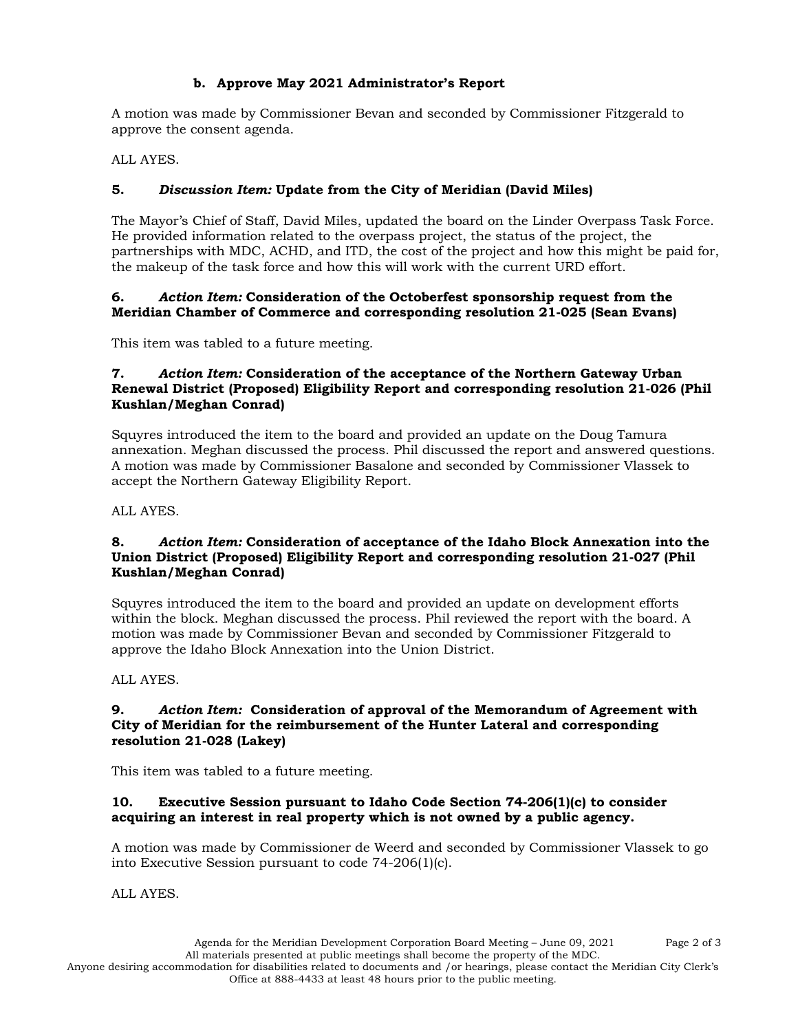**b. Approve May 2021 Administrator's Report**

A motion was made by Commissioner Bevan and seconded by Commissioner Fitzgerald to approve the consent agenda.

ALL AYES.

**5. *Discussion Item:* Update from the City of Meridian (David Miles)**

The Mayor's Chief of Staff, David Miles, updated the board on the Linder Overpass Task Force. He provided information related to the overpass project, the status of the project, the partnerships with MDC, ACHD, and ITD, the cost of the project and how this might be paid for, the makeup of the task force and how this will work with the current URD effort.

**6. *Action Item:* Consideration of the Octoberfest sponsorship request from the Meridian Chamber of Commerce and corresponding resolution 21-025 (Sean Evans)**

This item was tabled to a future meeting.

**7. *Action Item:* Consideration of the acceptance of the Northern Gateway Urban Renewal District (Proposed) Eligibility Report and corresponding resolution 21-026 (Phil Kushlan/Meghan Conrad)**

Squyres introduced the item to the board and provided an update on the Doug Tamura annexation. Meghan discussed the process. Phil discussed the report and answered questions. A motion was made by Commissioner Basalone and seconded by Commissioner Vlassek to accept the Northern Gateway Eligibility Report.

ALL AYES.

**8. *Action Item:* Consideration of acceptance of the Idaho Block Annexation into the Union District (Proposed) Eligibility Report and corresponding resolution 21-027 (Phil Kushlan/Meghan Conrad)**

Squyres introduced the item to the board and provided an update on development efforts within the block. Meghan discussed the process. Phil reviewed the report with the board. A motion was made by Commissioner Bevan and seconded by Commissioner Fitzgerald to approve the Idaho Block Annexation into the Union District.

ALL AYES.

**9. *Action Item:* Consideration of approval of the Memorandum of Agreement with City of Meridian for the reimbursement of the Hunter Lateral and corresponding resolution 21-028 (Lakey)**

This item was tabled to a future meeting.

**10. Executive Session pursuant to Idaho Code Section 74-206(1)(c) to consider acquiring an interest in real property which is not owned by a public agency.**

A motion was made by Commissioner de Weerd and seconded by Commissioner Vlassek to go into Executive Session pursuant to code 74-206(1)(c).

ALL AYES.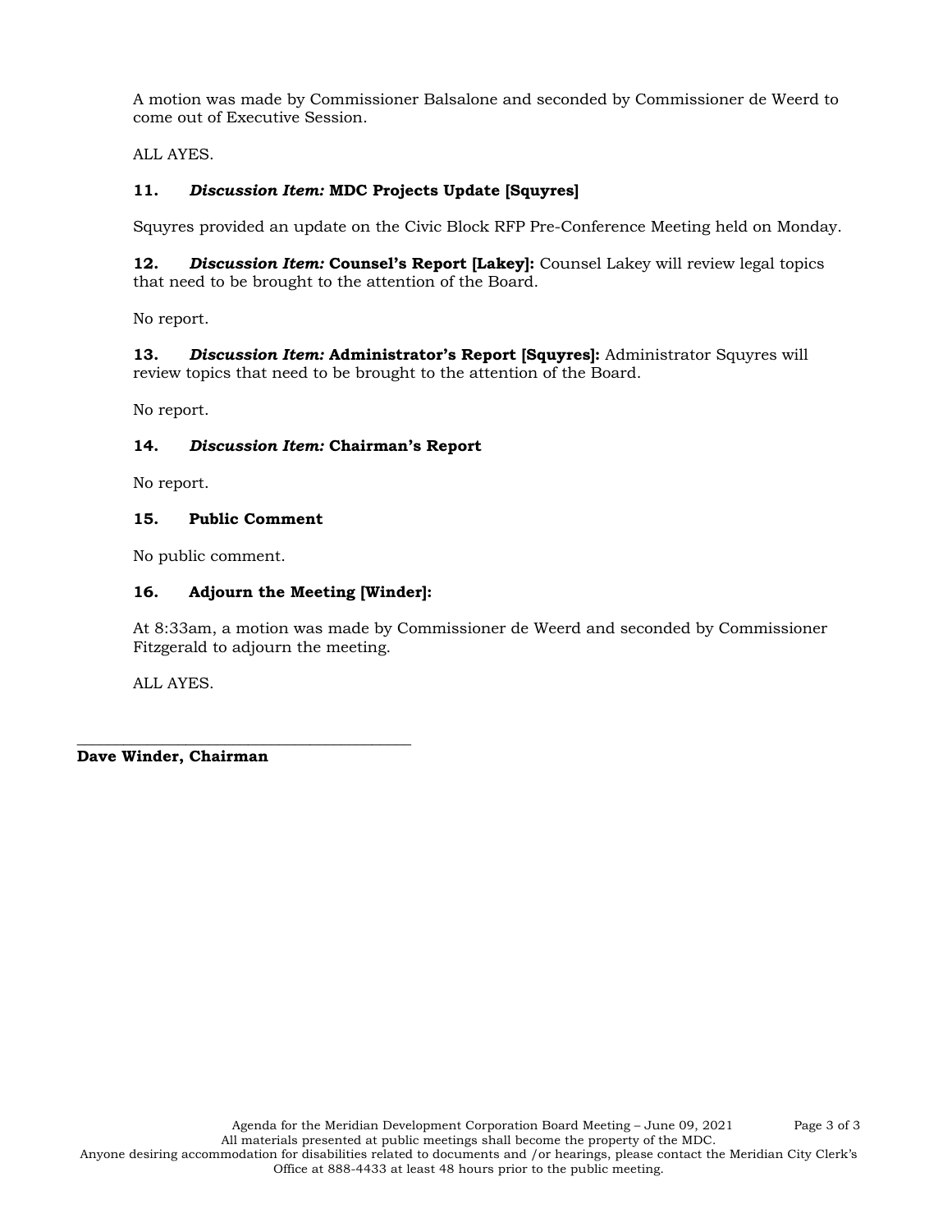A motion was made by Commissioner Balsalone and seconded by Commissioner de Weerd to come out of Executive Session.

ALL AYES.

**11.** ***Discussion Item:* MDC Projects Update [Squyres]**

Squyres provided an update on the Civic Block RFP Pre-Conference Meeting held on Monday.

**12.** ***Discussion Item:* Counsel's Report [Lakey]:** Counsel Lakey will review legal topics that need to be brought to the attention of the Board.

No report.

**13.** ***Discussion Item:* Administrator's Report [Squyres]:** Administrator Squyres will review topics that need to be brought to the attention of the Board.

No report.

**14.** ***Discussion Item:* Chairman's Report**

No report.

**15.** **Public Comment**

No public comment.

**16.** **Adjourn the Meeting [Winder]:**

At 8:33am, a motion was made by Commissioner de Weerd and seconded by Commissioner Fitzgerald to adjourn the meeting.

ALL AYES.

\_\_\_\_\_\_\_\_\_\_\_\_\_\_\_\_\_\_\_\_\_\_\_\_\_\_\_\_\_\_\_\_\_\_\_\_\_\_\_\_

**Dave Winder, Chairman**

All materials presented at public meetings shall become the property of the MDC.
Anyone desiring accommodation for disabilities related to documents and /or hearings, please contact the Meridian City Clerk's Office at 888-4433 at least 48 hours prior to the public meeting.